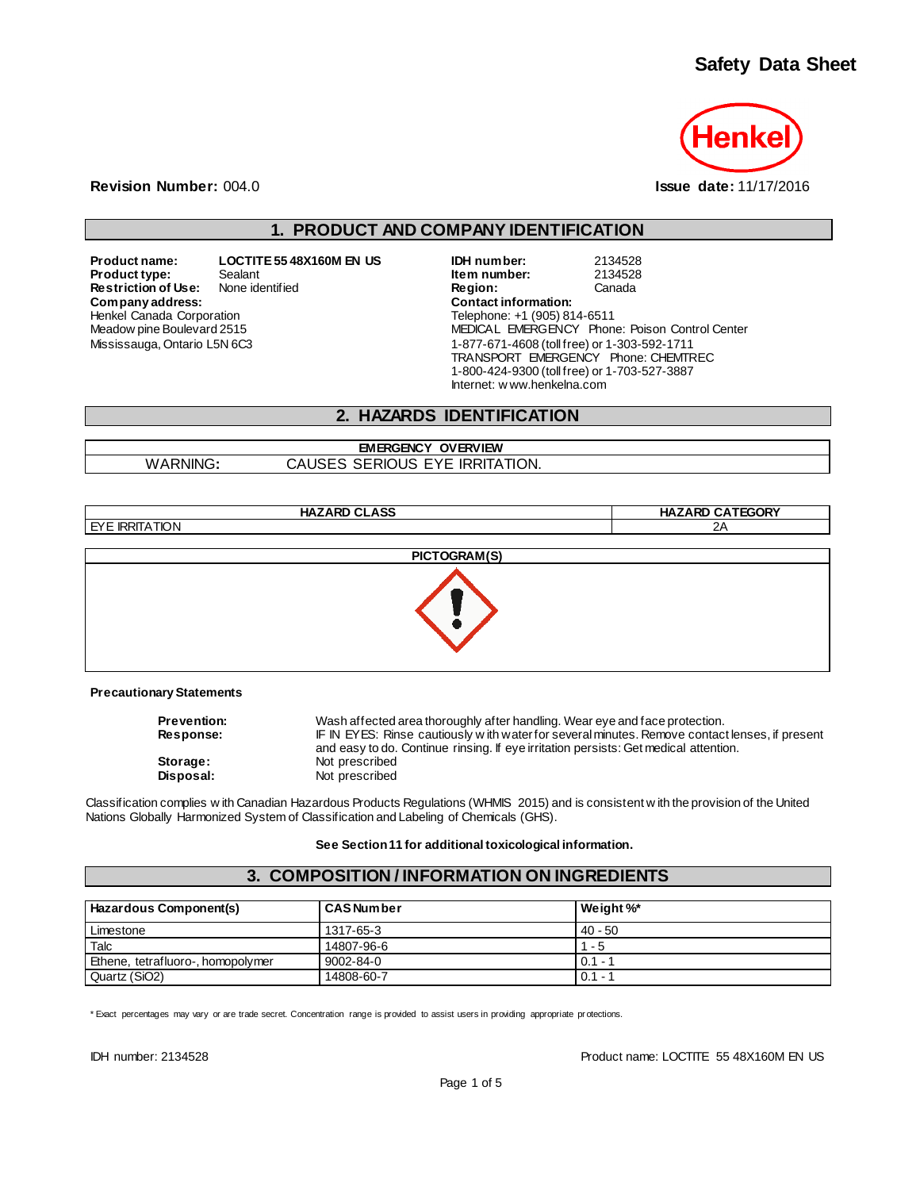# Safety Data Sheet

Henkel

**Revision Number:** 004.0 **Issue date:** 11/17/2016

## 1. PRODUCT AND COMPANY IDENTIFICATION

**Product name:** LOCTITE 55 48X160M EN US
**Product type:** Sealant
**Restriction of Use:** None identified
**Company address:**
Henkel Canada Corporation
Meadowpine Boulevard 2515
Mississauga, Ontario L5N 6C3

**IDH number:** 2134528
**Item number:** 2134528
**Region:** Canada
**Contact information:**
Telephone: +1 (905) 814-6511
MEDICAL EMERGENCY Phone: Poison Control Center
1-877-671-4608 (toll free) or 1-303-592-1711
TRANSPORT EMERGENCY Phone: CHEMTREC
1-800-424-9300 (toll free) or 1-703-527-3887
Internet: www.henkelna.com

## 2. HAZARDS IDENTIFICATION

| EMERGENCY OVERVIEW | |
|---|---|
| WARNING: | CAUSES SERIOUS EYE IRRITATION. |

| HAZARD CLASS | HAZARD CATEGORY |
|---|---|
| EYE IRRITATION | 2A |

**PICTOGRAM(S)**

**Precautionary Statements**

**Prevention:** Wash affected area thoroughly after handling. Wear eye and face protection.
**Response:** IF IN EYES: Rinse cautiously with water for several minutes. Remove contact lenses, if present and easy to do. Continue rinsing. If eye irritation persists: Get medical attention.
**Storage:** Not prescribed
**Disposal:** Not prescribed

Classification complies with Canadian Hazardous Products Regulations (WHMIS 2015) and is consistent with the provision of the United Nations Globally Harmonized System of Classification and Labeling of Chemicals (GHS).

**See Section 11 for additional toxicological information.**

## 3. COMPOSITION / INFORMATION ON INGREDIENTS

| Hazardous Component(s) | CAS Number | Weight %* |
|---|---|---|
| Limestone | 1317-65-3 | 40 - 50 |
| Talc | 14807-96-6 | 1 - 5 |
| Ethene, tetrafluoro-, homopolymer | 9002-84-0 | 0.1 - 1 |
| Quartz ($SiO_2$) | 14808-60-7 | 0.1 - 1 |

\* Exact percentages may vary or are trade secret. Concentration range is provided to assist users in providing appropriate protections.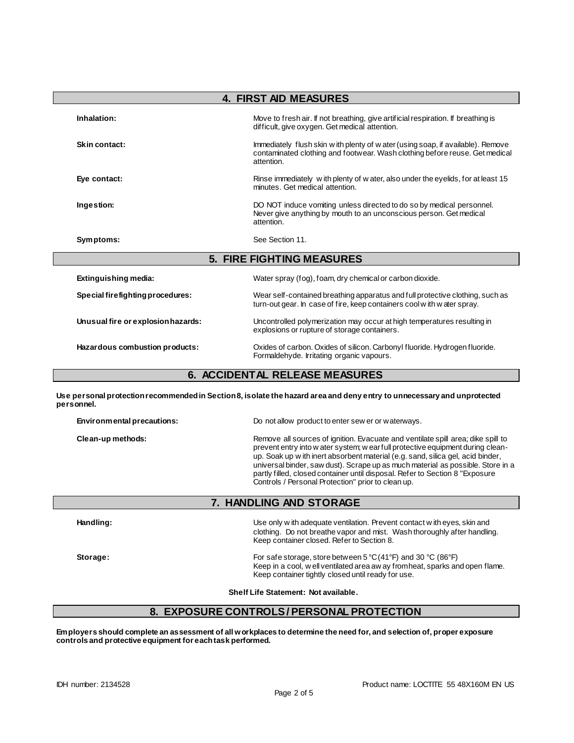## 4. FIRST AID MEASURES

**Inhalation:** Move to fresh air. If not breathing, give artificial respiration. If breathing is difficult, give oxygen. Get medical attention.

**Skin contact:** Immediately flush skin with plenty of water (using soap, if available). Remove contaminated clothing and footwear. Wash clothing before reuse. Get medical attention.

**Eye contact:** Rinse immediately with plenty of water, also under the eyelids, for at least 15 minutes. Get medical attention.

**Ingestion:** DO NOT induce vomiting unless directed to do so by medical personnel. Never give anything by mouth to an unconscious person. Get medical attention.

**Symptoms:** See Section 11.

## 5. FIRE FIGHTING MEASURES

**Extinguishing media:** Water spray (fog), foam, dry chemical or carbon dioxide.

**Special firefighting procedures:** Wear self-contained breathing apparatus and full protective clothing, such as turn-out gear. In case of fire, keep containers cool with water spray.

**Unusual fire or explosion hazards:** Uncontrolled polymerization may occur at high temperatures resulting in explosions or rupture of storage containers.

**Hazardous combustion products:** Oxides of carbon. Oxides of silicon. Carbonyl fluoride. Hydrogen fluoride. Formaldehyde. Irritating organic vapours.

## 6. ACCIDENTAL RELEASE MEASURES

**Use personal protection recommended in Section 8, isolate the hazard area and deny entry to unnecessary and unprotected personnel.**

**Environmental precautions:** Do not allow product to enter sewer or waterways.

**Clean-up methods:** Remove all sources of ignition. Evacuate and ventilate spill area; dike spill to prevent entry into water system; wear full protective equipment during clean-up. Soak up with inert absorbent material (e.g. sand, silica gel, acid binder, universal binder, saw dust). Scrape up as much material as possible. Store in a partly filled, closed container until disposal. Refer to Section 8 "Exposure Controls / Personal Protection" prior to clean up.

## 7. HANDLING AND STORAGE

**Handling:** Use only with adequate ventilation. Prevent contact with eyes, skin and clothing. Do not breathe vapor and mist. Wash thoroughly after handling. Keep container closed. Refer to Section 8.

**Storage:** For safe storage, store between 5 °C (41°F) and 30 °C (86°F)
Keep in a cool, well ventilated area away from heat, sparks and open flame. Keep container tightly closed until ready for use.

**Shelf Life Statement: Not available.**

## 8. EXPOSURE CONTROLS / PERSONAL PROTECTION

**Employers should complete an assessment of all workplaces to determine the need for, and selection of, proper exposure controls and protective equipment for each task performed.**

IDH number: 2134528 Product name: LOCTITE 55 48X160M EN US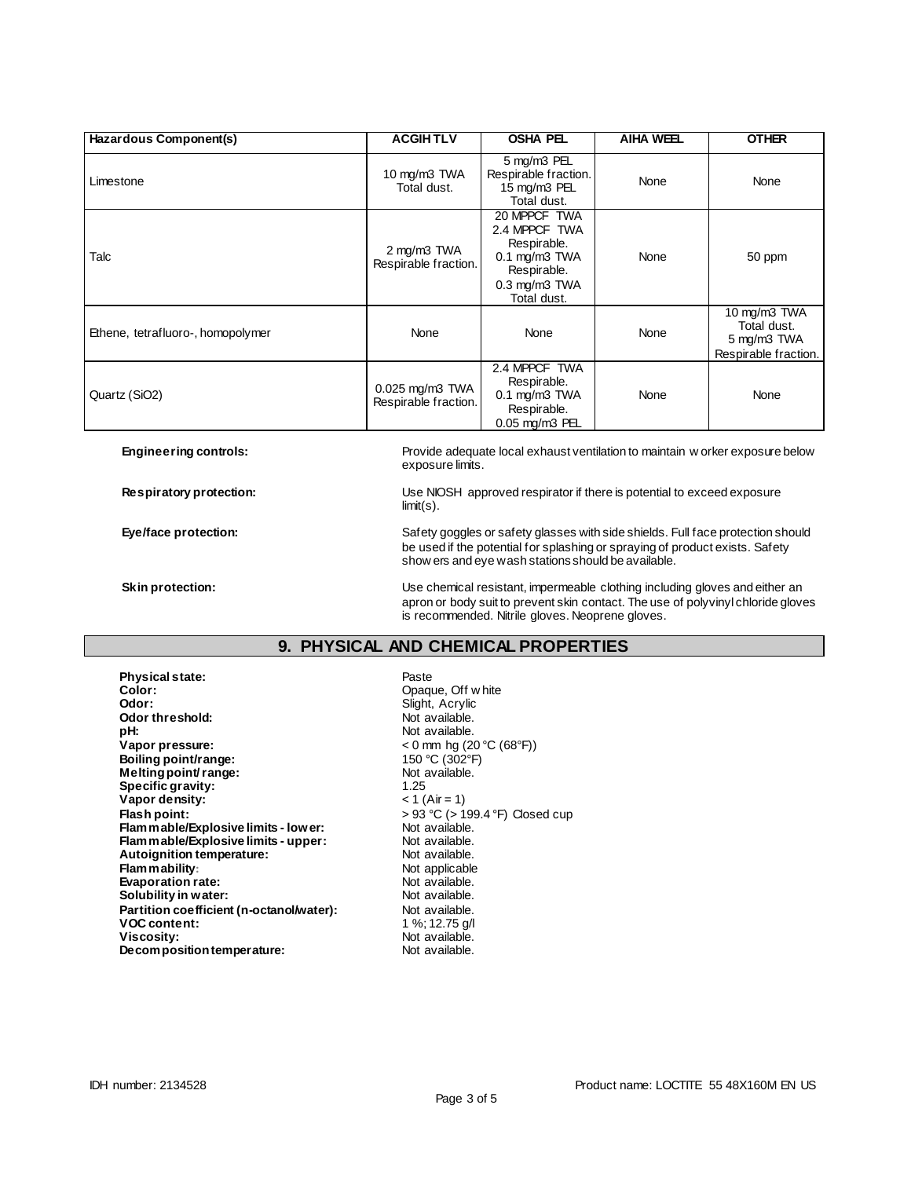| Hazardous Component(s) | ACGIH TLV | OSHA PEL | AIHA WEEL | OTHER |
|---|---|---|---|---|
| Limestone | 10 mg/m3 TWA Total dust. | 5 mg/m3 PEL Respirable fraction. 15 mg/m3 PEL Total dust. | None | None |
| Talc | 2 mg/m3 TWA Respirable fraction. | 20 MPPCF TWA 2.4 MPPCF TWA Respirable. 0.1 mg/m3 TWA Respirable. 0.3 mg/m3 TWA Total dust. | None | 50 ppm |
| Ethene, tetrafluoro-, homopolymer | None | None | None | 10 mg/m3 TWA Total dust. 5 mg/m3 TWA Respirable fraction. |
| Quartz ($SiO_2$) | 0.025 mg/m3 TWA Respirable fraction. | 2.4 MPPCF TWA Respirable. 0.1 mg/m3 TWA Respirable. 0.05 mg/m3 PEL | None | None |

**Engineering controls:** Provide adequate local exhaust ventilation to maintain worker exposure below exposure limits.

**Respiratory protection:** Use NIOSH approved respirator if there is potential to exceed exposure limit(s).

**Eye/face protection:** Safety goggles or safety glasses with side shields. Full face protection should be used if the potential for splashing or spraying of product exists. Safety showers and eye wash stations should be available.

**Skin protection:** Use chemical resistant, impermeable clothing including gloves and either an apron or body suit to prevent skin contact. The use of polyvinyl chloride gloves is recommended. Nitrile gloves. Neoprene gloves.

## 9. PHYSICAL AND CHEMICAL PROPERTIES

**Physical state:** Paste
**Color:** Opaque, Off white
**Odor:** Slight, Acrylic
**Odor threshold:** Not available.
**pH:** Not available.
**Vapor pressure:** < 0 mm hg (20 °C (68°F))
**Boiling point/range:** 150 °C (302°F)
**Melting point/ range:** Not available.
**Specific gravity:** 1.25
**Vapor density:** < 1 (Air = 1)
**Flash point:** > 93 °C (> 199.4 °F) Closed cup
**Flammable/Explosive limits - lower:** Not available.
**Flammable/Explosive limits - upper:** Not available.
**Autoignition temperature:** Not available.
**Flammability:** Not applicable
**Evaporation rate:** Not available.
**Solubility in water:** Not available.
**Partition coefficient (n-octanol/water):** Not available.
**VOC content:** 1 %; 12.75 g/l
**Viscosity:** Not available.
**Decomposition temperature:** Not available.

IDH number: 2134528 Product name: LOCTITE 55 48X160M EN US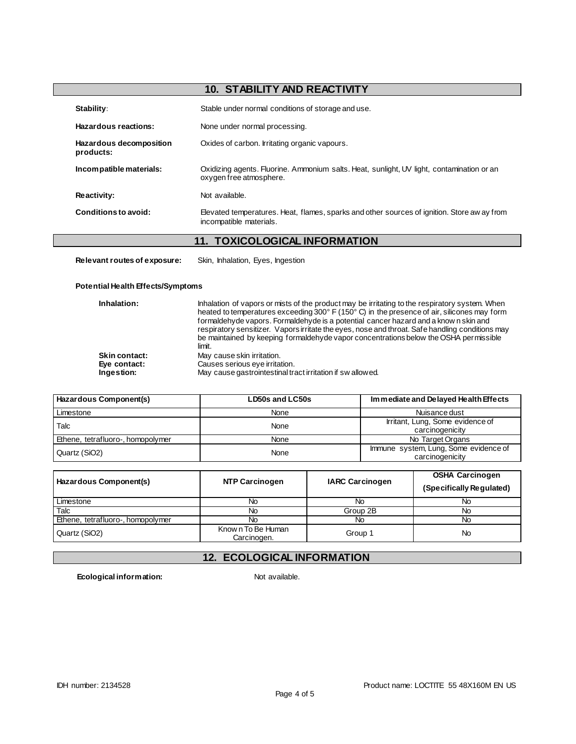## 10. STABILITY AND REACTIVITY

| | |
|---|---|
| **Stability**: | Stable under normal conditions of storage and use. |
| **Hazardous reactions:** | None under normal processing. |
| **Hazardous decomposition products:** | Oxides of carbon. Irritating organic vapours. |
| **Incompatible materials:** | Oxidizing agents. Fluorine. Ammonium salts. Heat, sunlight, UV light, contamination or an oxygen free atmosphere. |
| **Reactivity:** | Not available. |
| **Conditions to avoid:** | Elevated temperatures. Heat, flames, sparks and other sources of ignition. Store away from incompatible materials. |

## 11. TOXICOLOGICAL INFORMATION

**Relevant routes of exposure:** Skin, Inhalation, Eyes, Ingestion

**Potential Health Effects/Symptoms**

| | |
|---|---|
| **Inhalation:** | Inhalation of vapors or mists of the product may be irritating to the respiratory system. When heated to temperatures exceeding 300° F (150° C) in the presence of air, silicones may form formaldehyde vapors. Formaldehyde is a potential cancer hazard and a known skin and respiratory sensitizer. Vapors irritate the eyes, nose and throat. Safe handling conditions may be maintained by keeping formaldehyde vapor concentrations below the OSHA permissible limit. |
| **Skin contact:** | May cause skin irritation. |
| **Eye contact:** | Causes serious eye irritation. |
| **Ingestion:** | May cause gastrointestinal tract irritation if swallowed. |

| Hazardous Component(s) | LD50s and LC50s | Immediate and Delayed Health Effects |
|---|---|---|
| Limestone | None | Nuisance dust |
| Talc | None | Irritant, Lung, Some evidence of carcinogenicity |
| Ethene, tetrafluoro-, homopolymer | None | No Target Organs |
| Quartz ($SiO_2$) | None | Immune system, Lung, Some evidence of carcinogenicity |

| Hazardous Component(s) | NTP Carcinogen | IARC Carcinogen | OSHA Carcinogen (Specifically Regulated) |
|---|---|---|---|
| Limestone | No | No | No |
| Talc | No | Group 2B | No |
| Ethene, tetrafluoro-, homopolymer | No | No | No |
| Quartz ($SiO_2$) | Known To Be Human Carcinogen. | Group 1 | No |

## 12. ECOLOGICAL INFORMATION

**Ecological information:** Not available.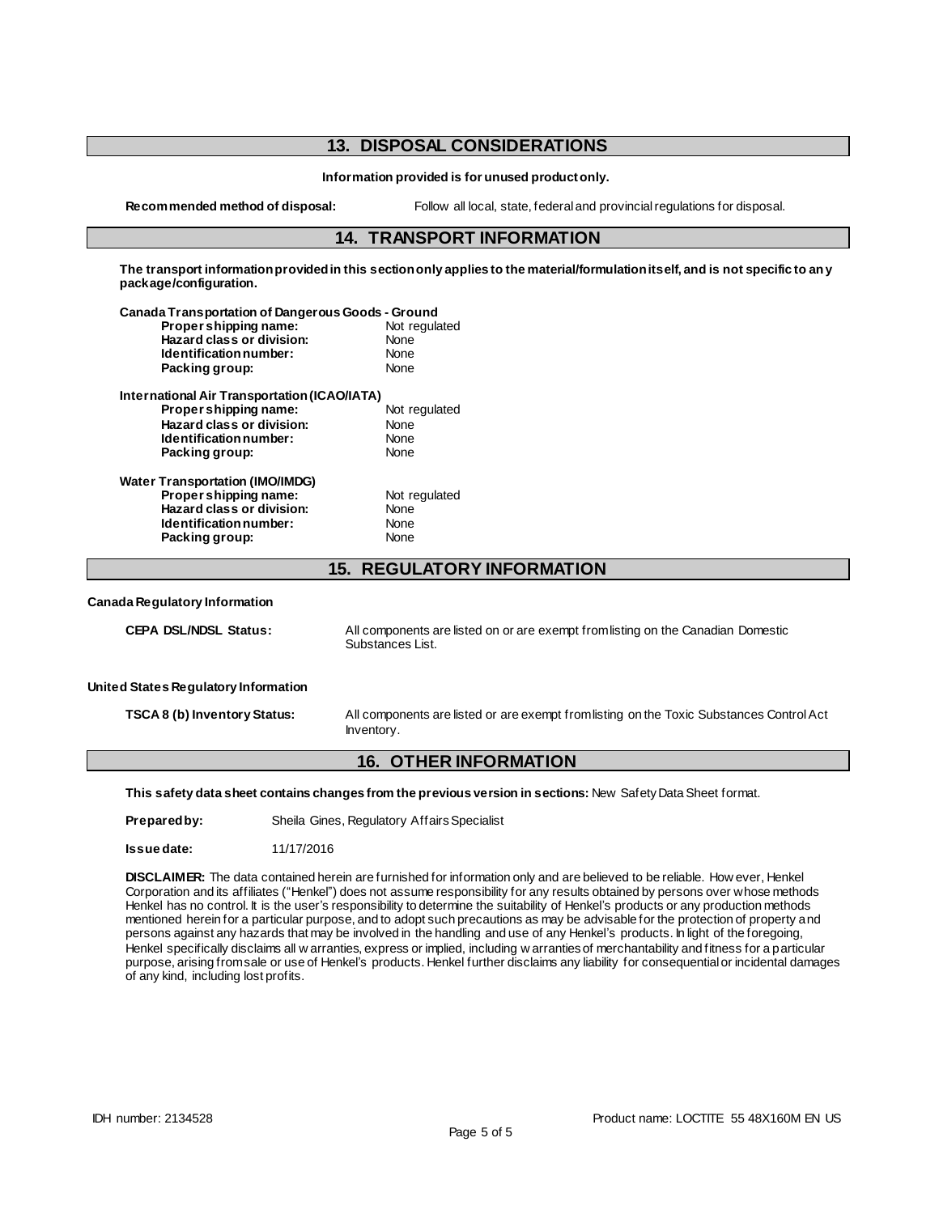## 13. DISPOSAL CONSIDERATIONS

**Information provided is for unused product only.**

**Recommended method of disposal:** Follow all local, state, federal and provincial regulations for disposal.

## 14. TRANSPORT INFORMATION

**The transport information provided in this section only applies to the material/formulation itself, and is not specific to any package/configuration.**

**Canada Transportation of Dangerous Goods - Ground**

| | |
|---|---|
| **Proper shipping name:** | Not regulated |
| **Hazard class or division:** | None |
| **Identification number:** | None |
| **Packing group:** | None |

**International Air Transportation (ICAO/IATA)**

| | |
|---|---|
| **Proper shipping name:** | Not regulated |
| **Hazard class or division:** | None |
| **Identification number:** | None |
| **Packing group:** | None |

**Water Transportation (IMO/IMDG)**

| | |
|---|---|
| **Proper shipping name:** | Not regulated |
| **Hazard class or division:** | None |
| **Identification number:** | None |
| **Packing group:** | None |

## 15. REGULATORY INFORMATION

**Canada Regulatory Information**

**CEPA DSL/NDSL Status:** All components are listed on or are exempt from listing on the Canadian Domestic Substances List.

**United States Regulatory Information**

**TSCA 8 (b) Inventory Status:** All components are listed or are exempt from listing on the Toxic Substances Control Act Inventory.

## 16. OTHER INFORMATION

**This safety data sheet contains changes from the previous version in sections:** New Safety Data Sheet format.

**Prepared by:** Sheila Gines, Regulatory Affairs Specialist

**Issue date:** 11/17/2016

**DISCLAIMER:** The data contained herein are furnished for information only and are believed to be reliable. However, Henkel Corporation and its affiliates ("Henkel") does not assume responsibility for any results obtained by persons over whose methods Henkel has no control. It is the user's responsibility to determine the suitability of Henkel's products or any production methods mentioned herein for a particular purpose, and to adopt such precautions as may be advisable for the protection of property and persons against any hazards that may be involved in the handling and use of any Henkel's products. In light of the foregoing, Henkel specifically disclaims all warranties, express or implied, including warranties of merchantability and fitness for a particular purpose, arising from sale or use of Henkel's products. Henkel further disclaims any liability for consequential or incidental damages of any kind, including lost profits.